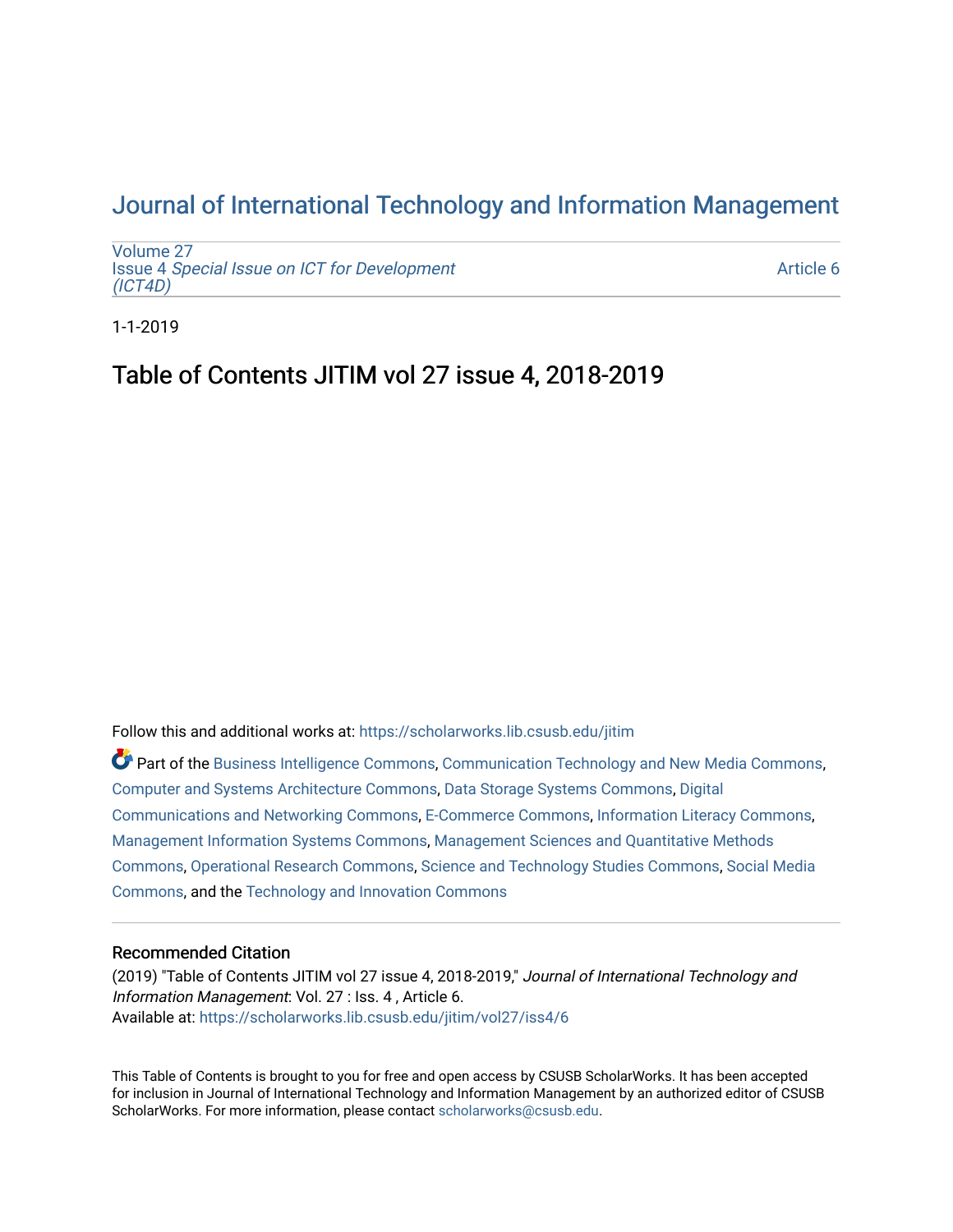# Journal of International Technology and Information Management

Volume 27
Issue 4 *Special Issue on ICT for Development (ICT4D)*

Article 6

1-1-2019

## Table of Contents JITIM vol 27 issue 4, 2018-2019

Follow this and additional works at: https://scholarworks.lib.csusb.edu/jitim

Part of the Business Intelligence Commons, Communication Technology and New Media Commons, Computer and Systems Architecture Commons, Data Storage Systems Commons, Digital Communications and Networking Commons, E-Commerce Commons, Information Literacy Commons, Management Information Systems Commons, Management Sciences and Quantitative Methods Commons, Operational Research Commons, Science and Technology Studies Commons, Social Media Commons, and the Technology and Innovation Commons

### Recommended Citation

(2019) "Table of Contents JITIM vol 27 issue 4, 2018-2019," *Journal of International Technology and Information Management*: Vol. 27 : Iss. 4 , Article 6.
Available at: https://scholarworks.lib.csusb.edu/jitim/vol27/iss4/6

This Table of Contents is brought to you for free and open access by CSUSB ScholarWorks. It has been accepted for inclusion in Journal of International Technology and Information Management by an authorized editor of CSUSB ScholarWorks. For more information, please contact scholarworks@csusb.edu.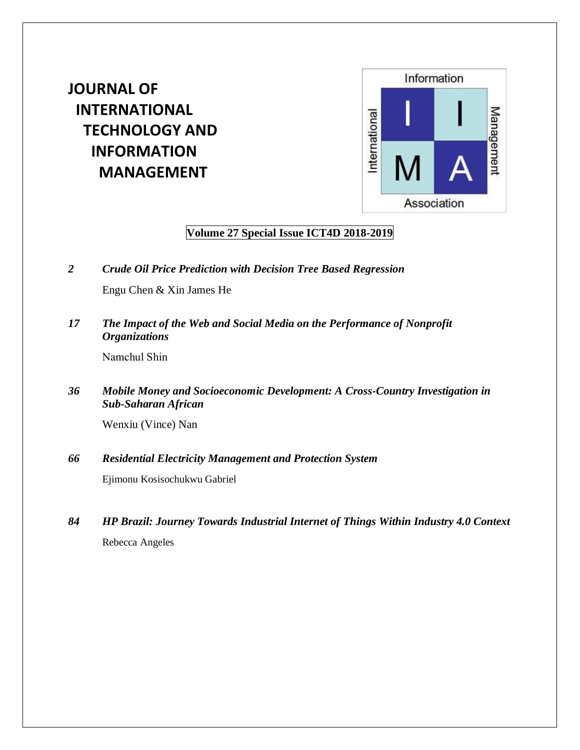# JOURNAL OF INTERNATIONAL TECHNOLOGY AND INFORMATION MANAGEMENT

Information
International
Management
Association

**Volume 27 Special Issue ICT4D 2018-2019**

*2* ***Crude Oil Price Prediction with Decision Tree Based Regression***

Engu Chen & Xin James He

*17* ***The Impact of the Web and Social Media on the Performance of Nonprofit Organizations***

Namchul Shin

*36* ***Mobile Money and Socioeconomic Development: A Cross-Country Investigation in Sub-Saharan African***

Wenxiu (Vince) Nan

*66* ***Residential Electricity Management and Protection System***

Ejimonu Kosisochukwu Gabriel

*84* ***HP Brazil: Journey Towards Industrial Internet of Things Within Industry 4.0 Context***

Rebecca Angeles